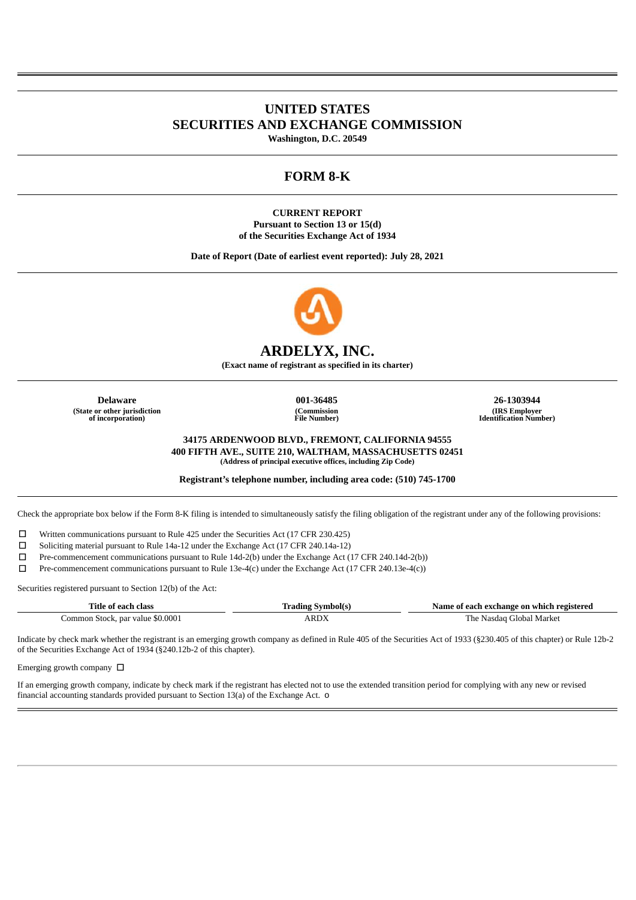# UNITED STATES
# SECURITIES AND EXCHANGE COMMISSION

**Washington, D.C. 20549**

## FORM 8-K

**CURRENT REPORT**
**Pursuant to Section 13 or 15(d)**
**of the Securities Exchange Act of 1934**

**Date of Report (Date of earliest event reported): July 28, 2021**

# ARDELYX, INC.

**(Exact name of registrant as specified in its charter)**

| **Delaware** | **001-36485** | **26-1303944** |
|---|---|---|
| **(State or other jurisdiction of incorporation)** | **(Commission File Number)** | **(IRS Employer Identification Number)** |

**34175 ARDENWOOD BLVD., FREMONT, CALIFORNIA 94555**
**400 FIFTH AVE., SUITE 210, WALTHAM, MASSACHUSETTS 02451**
**(Address of principal executive offices, including Zip Code)**

**Registrant's telephone number, including area code: (510) 745-1700**

Check the appropriate box below if the Form 8-K filing is intended to simultaneously satisfy the filing obligation of the registrant under any of the following provisions:

☐ Written communications pursuant to Rule 425 under the Securities Act (17 CFR 230.425)

☐ Soliciting material pursuant to Rule 14a-12 under the Exchange Act (17 CFR 240.14a-12)

☐ Pre-commencement communications pursuant to Rule 14d-2(b) under the Exchange Act (17 CFR 240.14d-2(b))

☐ Pre-commencement communications pursuant to Rule 13e-4(c) under the Exchange Act (17 CFR 240.13e-4(c))

Securities registered pursuant to Section 12(b) of the Act:

| Title of each class | Trading Symbol(s) | Name of each exchange on which registered |
|---|---|---|
| Common Stock, par value $0.0001 | ARDX | The Nasdaq Global Market |

Indicate by check mark whether the registrant is an emerging growth company as defined in Rule 405 of the Securities Act of 1933 (§230.405 of this chapter) or Rule 12b-2 of the Securities Exchange Act of 1934 (§240.12b-2 of this chapter).

Emerging growth company ☐

If an emerging growth company, indicate by check mark if the registrant has elected not to use the extended transition period for complying with any new or revised financial accounting standards provided pursuant to Section 13(a) of the Exchange Act. ☐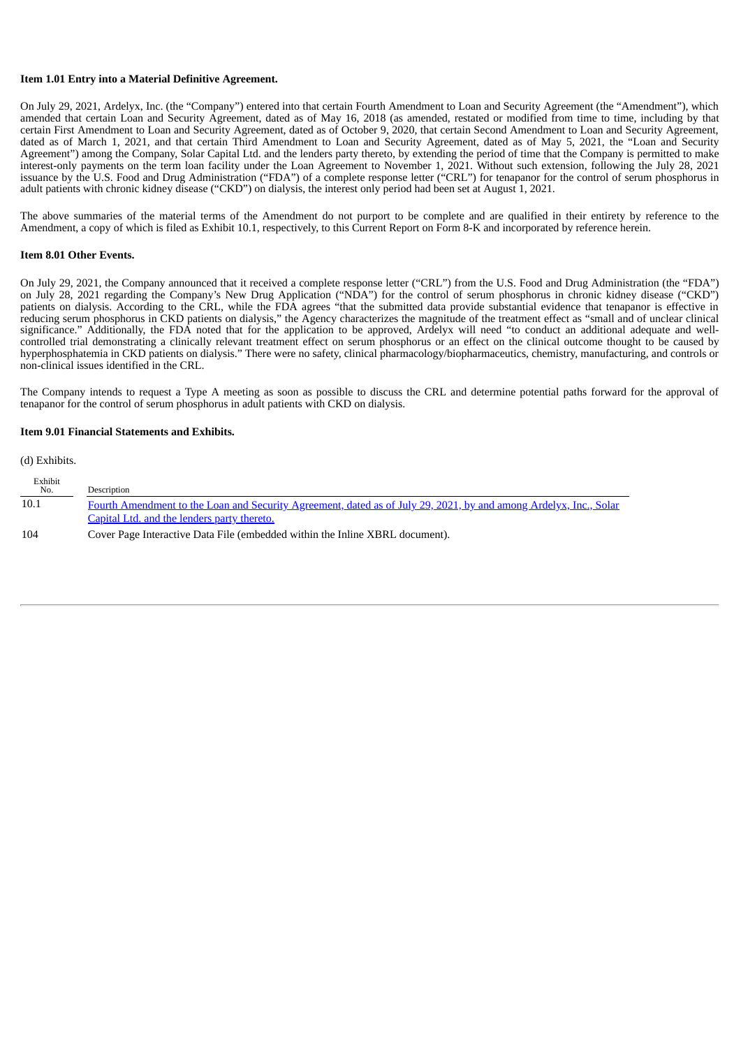**Item 1.01 Entry into a Material Definitive Agreement.**

On July 29, 2021, Ardelyx, Inc. (the "Company") entered into that certain Fourth Amendment to Loan and Security Agreement (the "Amendment"), which amended that certain Loan and Security Agreement, dated as of May 16, 2018 (as amended, restated or modified from time to time, including by that certain First Amendment to Loan and Security Agreement, dated as of October 9, 2020, that certain Second Amendment to Loan and Security Agreement, dated as of March 1, 2021, and that certain Third Amendment to Loan and Security Agreement, dated as of May 5, 2021, the "Loan and Security Agreement") among the Company, Solar Capital Ltd. and the lenders party thereto, by extending the period of time that the Company is permitted to make interest-only payments on the term loan facility under the Loan Agreement to November 1, 2021. Without such extension, following the July 28, 2021 issuance by the U.S. Food and Drug Administration ("FDA") of a complete response letter ("CRL") for tenapanor for the control of serum phosphorus in adult patients with chronic kidney disease ("CKD") on dialysis, the interest only period had been set at August 1, 2021.

The above summaries of the material terms of the Amendment do not purport to be complete and are qualified in their entirety by reference to the Amendment, a copy of which is filed as Exhibit 10.1, respectively, to this Current Report on Form 8-K and incorporated by reference herein.

**Item 8.01 Other Events.**

On July 29, 2021, the Company announced that it received a complete response letter ("CRL") from the U.S. Food and Drug Administration (the "FDA") on July 28, 2021 regarding the Company's New Drug Application ("NDA") for the control of serum phosphorus in chronic kidney disease ("CKD") patients on dialysis. According to the CRL, while the FDA agrees "that the submitted data provide substantial evidence that tenapanor is effective in reducing serum phosphorus in CKD patients on dialysis," the Agency characterizes the magnitude of the treatment effect as "small and of unclear clinical significance." Additionally, the FDA noted that for the application to be approved, Ardelyx will need "to conduct an additional adequate and well-controlled trial demonstrating a clinically relevant treatment effect on serum phosphorus or an effect on the clinical outcome thought to be caused by hyperphosphatemia in CKD patients on dialysis." There were no safety, clinical pharmacology/biopharmaceutics, chemistry, manufacturing, and controls or non-clinical issues identified in the CRL.

The Company intends to request a Type A meeting as soon as possible to discuss the CRL and determine potential paths forward for the approval of tenapanor for the control of serum phosphorus in adult patients with CKD on dialysis.

**Item 9.01 Financial Statements and Exhibits.**

(d) Exhibits.

| Exhibit No. | Description |
|---|---|
| 10.1 | Fourth Amendment to the Loan and Security Agreement, dated as of July 29, 2021, by and among Ardelyx, Inc., Solar Capital Ltd. and the lenders party thereto. |
| 104 | Cover Page Interactive Data File (embedded within the Inline XBRL document). |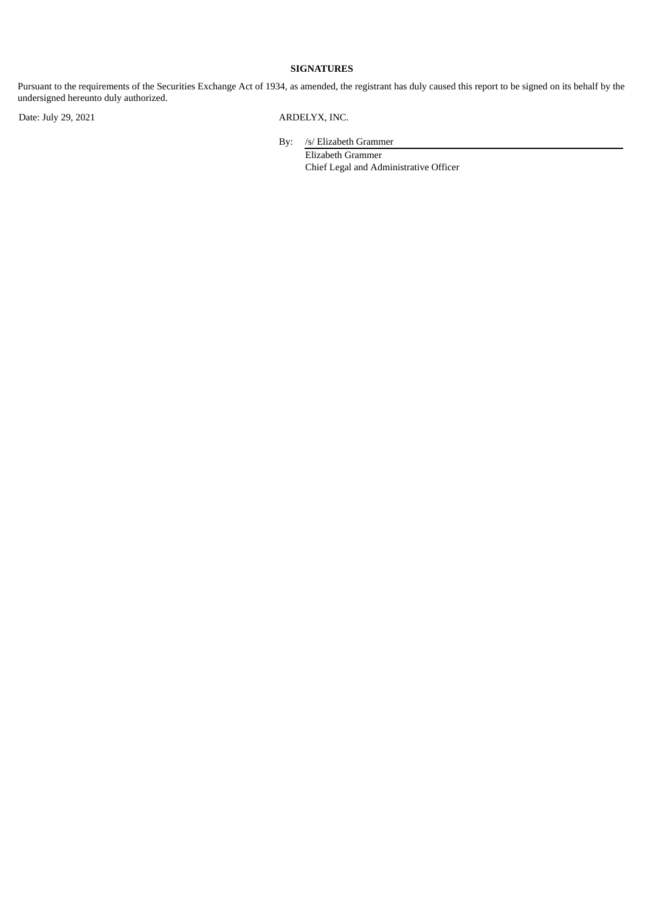**SIGNATURES**

Pursuant to the requirements of the Securities Exchange Act of 1934, as amended, the registrant has duly caused this report to be signed on its behalf by the undersigned hereunto duly authorized.

Date: July 29, 2021

ARDELYX, INC.

By: /s/ Elizabeth Grammer

Elizabeth Grammer

Chief Legal and Administrative Officer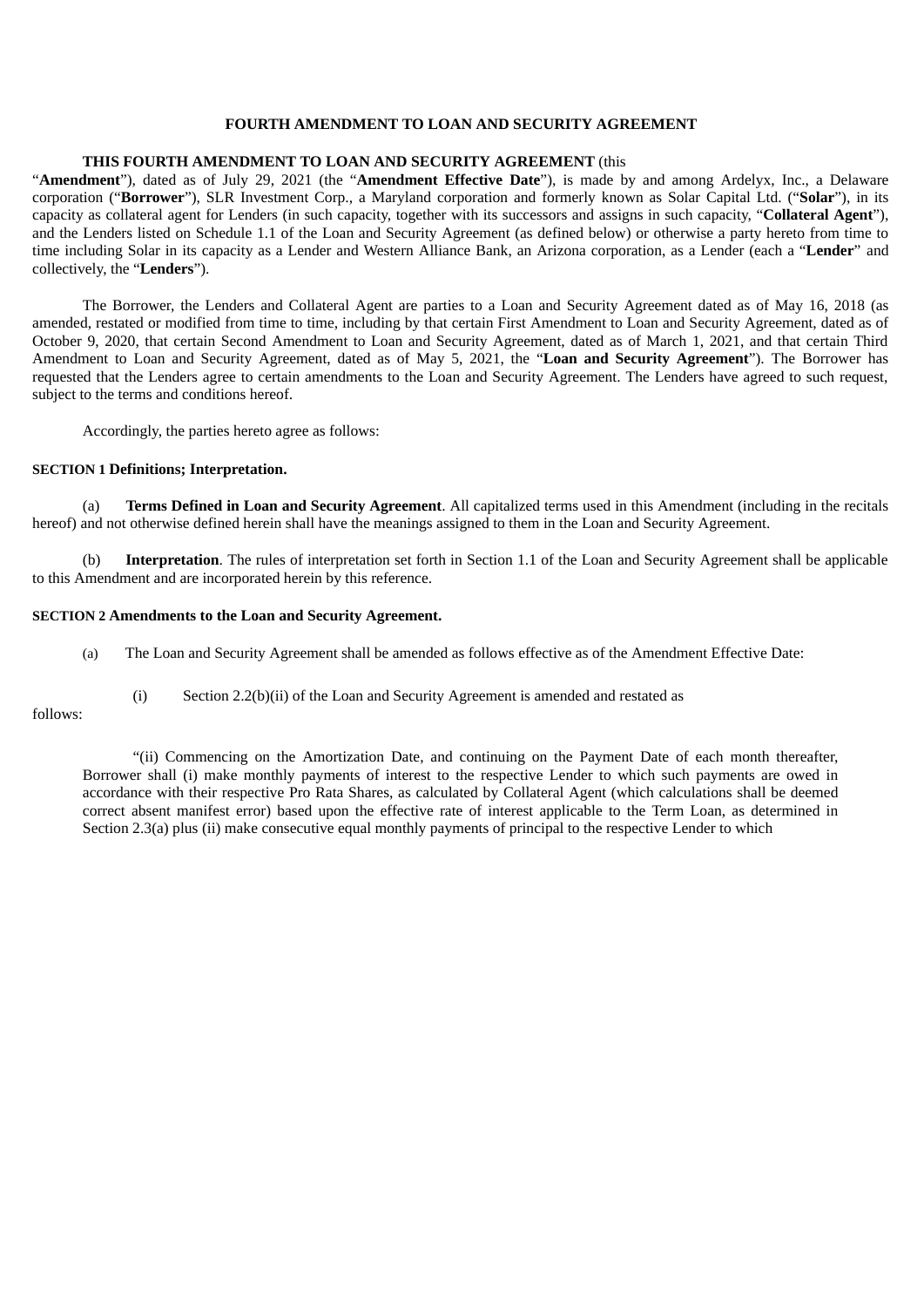**FOURTH AMENDMENT TO LOAN AND SECURITY AGREEMENT**

**THIS FOURTH AMENDMENT TO LOAN AND SECURITY AGREEMENT** (this "**Amendment**"), dated as of July 29, 2021 (the "**Amendment Effective Date**"), is made by and among Ardelyx, Inc., a Delaware corporation ("**Borrower**"), SLR Investment Corp., a Maryland corporation and formerly known as Solar Capital Ltd. ("**Solar**"), in its capacity as collateral agent for Lenders (in such capacity, together with its successors and assigns in such capacity, "**Collateral Agent**"), and the Lenders listed on Schedule 1.1 of the Loan and Security Agreement (as defined below) or otherwise a party hereto from time to time including Solar in its capacity as a Lender and Western Alliance Bank, an Arizona corporation, as a Lender (each a "**Lender**" and collectively, the "**Lenders**").

The Borrower, the Lenders and Collateral Agent are parties to a Loan and Security Agreement dated as of May 16, 2018 (as amended, restated or modified from time to time, including by that certain First Amendment to Loan and Security Agreement, dated as of October 9, 2020, that certain Second Amendment to Loan and Security Agreement, dated as of March 1, 2021, and that certain Third Amendment to Loan and Security Agreement, dated as of May 5, 2021, the "**Loan and Security Agreement**"). The Borrower has requested that the Lenders agree to certain amendments to the Loan and Security Agreement. The Lenders have agreed to such request, subject to the terms and conditions hereof.

Accordingly, the parties hereto agree as follows:

**SECTION 1 Definitions; Interpretation.**

(a) **Terms Defined in Loan and Security Agreement**. All capitalized terms used in this Amendment (including in the recitals hereof) and not otherwise defined herein shall have the meanings assigned to them in the Loan and Security Agreement.

(b) **Interpretation**. The rules of interpretation set forth in Section 1.1 of the Loan and Security Agreement shall be applicable to this Amendment and are incorporated herein by this reference.

**SECTION 2 Amendments to the Loan and Security Agreement.**

(a) The Loan and Security Agreement shall be amended as follows effective as of the Amendment Effective Date:

(i) Section 2.2(b)(ii) of the Loan and Security Agreement is amended and restated as follows:

> "(ii) Commencing on the Amortization Date, and continuing on the Payment Date of each month thereafter, Borrower shall (i) make monthly payments of interest to the respective Lender to which such payments are owed in accordance with their respective Pro Rata Shares, as calculated by Collateral Agent (which calculations shall be deemed correct absent manifest error) based upon the effective rate of interest applicable to the Term Loan, as determined in Section 2.3(a) plus (ii) make consecutive equal monthly payments of principal to the respective Lender to which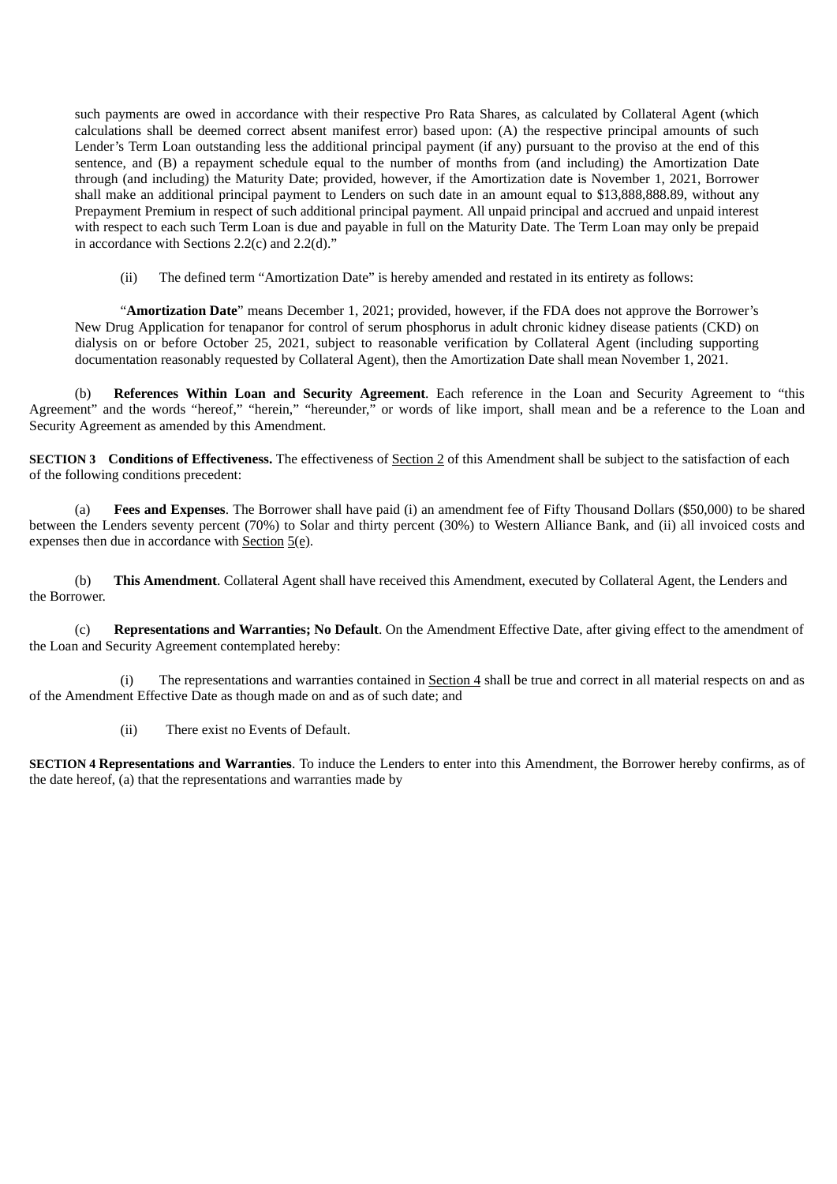such payments are owed in accordance with their respective Pro Rata Shares, as calculated by Collateral Agent (which calculations shall be deemed correct absent manifest error) based upon: (A) the respective principal amounts of such Lender's Term Loan outstanding less the additional principal payment (if any) pursuant to the proviso at the end of this sentence, and (B) a repayment schedule equal to the number of months from (and including) the Amortization Date through (and including) the Maturity Date; provided, however, if the Amortization date is November 1, 2021, Borrower shall make an additional principal payment to Lenders on such date in an amount equal to $13,888,888.89, without any Prepayment Premium in respect of such additional principal payment. All unpaid principal and accrued and unpaid interest with respect to each such Term Loan is due and payable in full on the Maturity Date. The Term Loan may only be prepaid in accordance with Sections 2.2(c) and 2.2(d)."

(ii) The defined term "Amortization Date" is hereby amended and restated in its entirety as follows:

"**Amortization Date**" means December 1, 2021; provided, however, if the FDA does not approve the Borrower's New Drug Application for tenapanor for control of serum phosphorus in adult chronic kidney disease patients (CKD) on dialysis on or before October 25, 2021, subject to reasonable verification by Collateral Agent (including supporting documentation reasonably requested by Collateral Agent), then the Amortization Date shall mean November 1, 2021.

(b) **References Within Loan and Security Agreement**. Each reference in the Loan and Security Agreement to "this Agreement" and the words "hereof," "herein," "hereunder," or words of like import, shall mean and be a reference to the Loan and Security Agreement as amended by this Amendment.

**SECTION 3 Conditions of Effectiveness.** The effectiveness of Section 2 of this Amendment shall be subject to the satisfaction of each of the following conditions precedent:

(a) **Fees and Expenses**. The Borrower shall have paid (i) an amendment fee of Fifty Thousand Dollars ($50,000) to be shared between the Lenders seventy percent (70%) to Solar and thirty percent (30%) to Western Alliance Bank, and (ii) all invoiced costs and expenses then due in accordance with Section 5(e).

(b) **This Amendment**. Collateral Agent shall have received this Amendment, executed by Collateral Agent, the Lenders and the Borrower.

(c) **Representations and Warranties; No Default**. On the Amendment Effective Date, after giving effect to the amendment of the Loan and Security Agreement contemplated hereby:

(i) The representations and warranties contained in Section 4 shall be true and correct in all material respects on and as of the Amendment Effective Date as though made on and as of such date; and

(ii) There exist no Events of Default.

**SECTION 4 Representations and Warranties**. To induce the Lenders to enter into this Amendment, the Borrower hereby confirms, as of the date hereof, (a) that the representations and warranties made by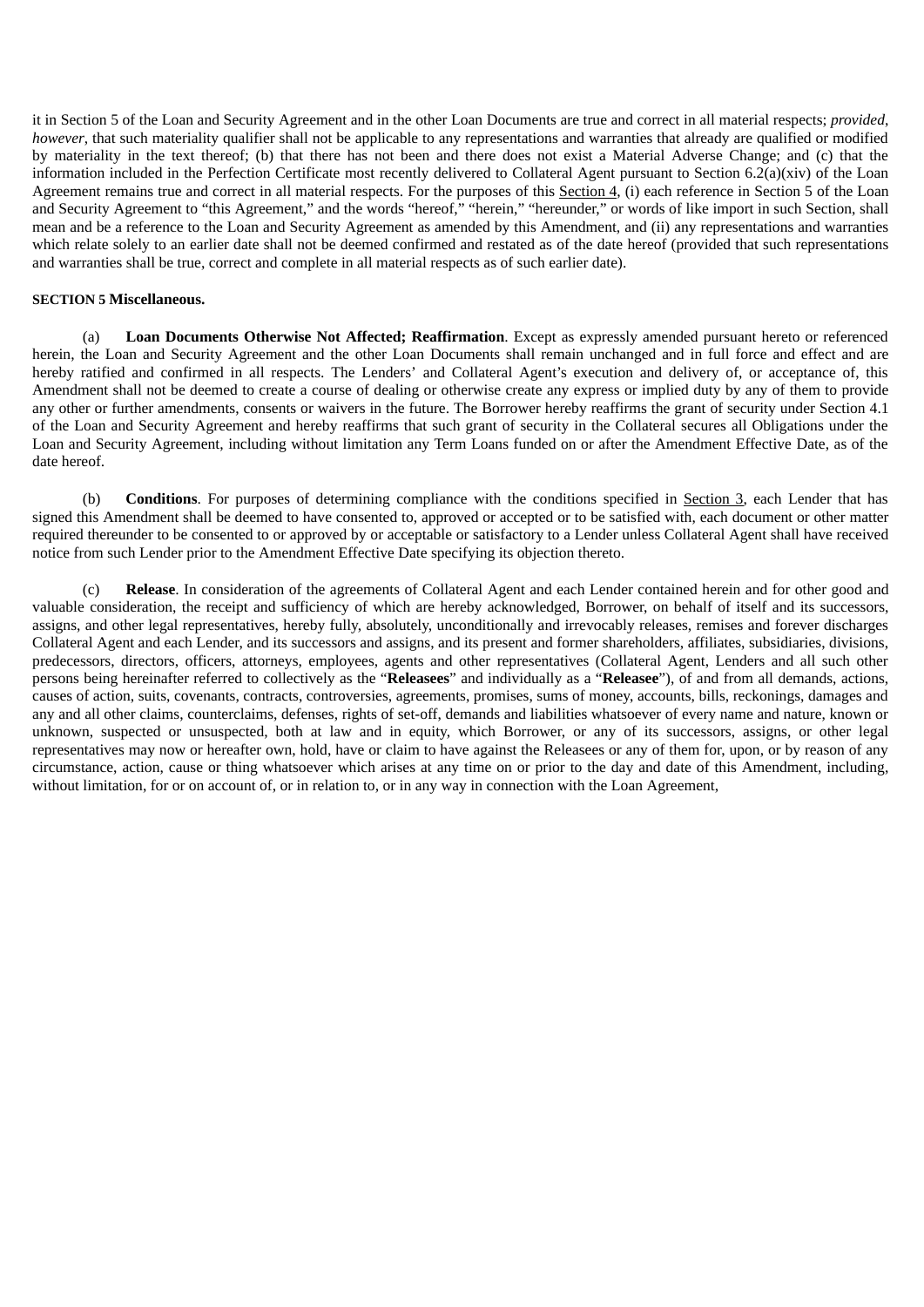it in Section 5 of the Loan and Security Agreement and in the other Loan Documents are true and correct in all material respects; *provided*, *however*, that such materiality qualifier shall not be applicable to any representations and warranties that already are qualified or modified by materiality in the text thereof; (b) that there has not been and there does not exist a Material Adverse Change; and (c) that the information included in the Perfection Certificate most recently delivered to Collateral Agent pursuant to Section 6.2(a)(xiv) of the Loan Agreement remains true and correct in all material respects. For the purposes of this Section 4, (i) each reference in Section 5 of the Loan and Security Agreement to "this Agreement," and the words "hereof," "herein," "hereunder," or words of like import in such Section, shall mean and be a reference to the Loan and Security Agreement as amended by this Amendment, and (ii) any representations and warranties which relate solely to an earlier date shall not be deemed confirmed and restated as of the date hereof (provided that such representations and warranties shall be true, correct and complete in all material respects as of such earlier date).

**SECTION 5 Miscellaneous.**

(a) **Loan Documents Otherwise Not Affected; Reaffirmation**. Except as expressly amended pursuant hereto or referenced herein, the Loan and Security Agreement and the other Loan Documents shall remain unchanged and in full force and effect and are hereby ratified and confirmed in all respects. The Lenders' and Collateral Agent's execution and delivery of, or acceptance of, this Amendment shall not be deemed to create a course of dealing or otherwise create any express or implied duty by any of them to provide any other or further amendments, consents or waivers in the future. The Borrower hereby reaffirms the grant of security under Section 4.1 of the Loan and Security Agreement and hereby reaffirms that such grant of security in the Collateral secures all Obligations under the Loan and Security Agreement, including without limitation any Term Loans funded on or after the Amendment Effective Date, as of the date hereof.

(b) **Conditions**. For purposes of determining compliance with the conditions specified in Section 3, each Lender that has signed this Amendment shall be deemed to have consented to, approved or accepted or to be satisfied with, each document or other matter required thereunder to be consented to or approved by or acceptable or satisfactory to a Lender unless Collateral Agent shall have received notice from such Lender prior to the Amendment Effective Date specifying its objection thereto.

(c) **Release**. In consideration of the agreements of Collateral Agent and each Lender contained herein and for other good and valuable consideration, the receipt and sufficiency of which are hereby acknowledged, Borrower, on behalf of itself and its successors, assigns, and other legal representatives, hereby fully, absolutely, unconditionally and irrevocably releases, remises and forever discharges Collateral Agent and each Lender, and its successors and assigns, and its present and former shareholders, affiliates, subsidiaries, divisions, predecessors, directors, officers, attorneys, employees, agents and other representatives (Collateral Agent, Lenders and all such other persons being hereinafter referred to collectively as the "**Releasees**" and individually as a "**Releasee**"), of and from all demands, actions, causes of action, suits, covenants, contracts, controversies, agreements, promises, sums of money, accounts, bills, reckonings, damages and any and all other claims, counterclaims, defenses, rights of set-off, demands and liabilities whatsoever of every name and nature, known or unknown, suspected or unsuspected, both at law and in equity, which Borrower, or any of its successors, assigns, or other legal representatives may now or hereafter own, hold, have or claim to have against the Releasees or any of them for, upon, or by reason of any circumstance, action, cause or thing whatsoever which arises at any time on or prior to the day and date of this Amendment, including, without limitation, for or on account of, or in relation to, or in any way in connection with the Loan Agreement,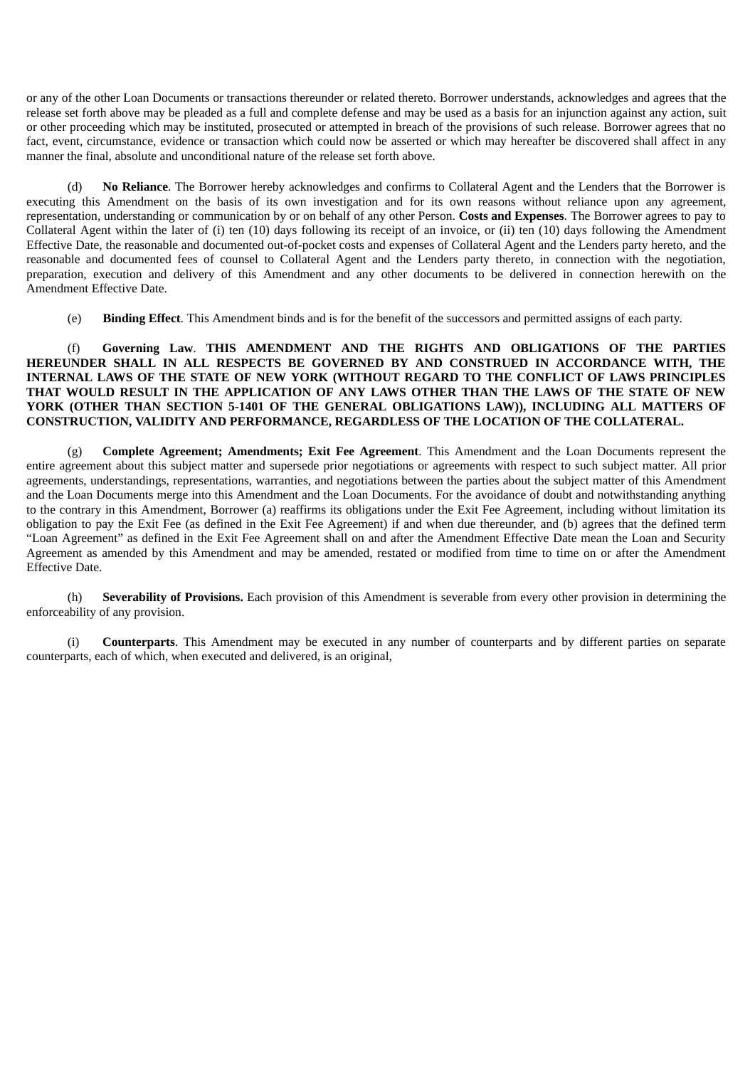or any of the other Loan Documents or transactions thereunder or related thereto. Borrower understands, acknowledges and agrees that the release set forth above may be pleaded as a full and complete defense and may be used as a basis for an injunction against any action, suit or other proceeding which may be instituted, prosecuted or attempted in breach of the provisions of such release. Borrower agrees that no fact, event, circumstance, evidence or transaction which could now be asserted or which may hereafter be discovered shall affect in any manner the final, absolute and unconditional nature of the release set forth above.

(d) **No Reliance**. The Borrower hereby acknowledges and confirms to Collateral Agent and the Lenders that the Borrower is executing this Amendment on the basis of its own investigation and for its own reasons without reliance upon any agreement, representation, understanding or communication by or on behalf of any other Person. **Costs and Expenses**. The Borrower agrees to pay to Collateral Agent within the later of (i) ten (10) days following its receipt of an invoice, or (ii) ten (10) days following the Amendment Effective Date, the reasonable and documented out-of-pocket costs and expenses of Collateral Agent and the Lenders party hereto, and the reasonable and documented fees of counsel to Collateral Agent and the Lenders party thereto, in connection with the negotiation, preparation, execution and delivery of this Amendment and any other documents to be delivered in connection herewith on the Amendment Effective Date.

(e) **Binding Effect**. This Amendment binds and is for the benefit of the successors and permitted assigns of each party.

(f) **Governing Law**. **THIS AMENDMENT AND THE RIGHTS AND OBLIGATIONS OF THE PARTIES HEREUNDER SHALL IN ALL RESPECTS BE GOVERNED BY AND CONSTRUED IN ACCORDANCE WITH, THE INTERNAL LAWS OF THE STATE OF NEW YORK (WITHOUT REGARD TO THE CONFLICT OF LAWS PRINCIPLES THAT WOULD RESULT IN THE APPLICATION OF ANY LAWS OTHER THAN THE LAWS OF THE STATE OF NEW YORK (OTHER THAN SECTION 5-1401 OF THE GENERAL OBLIGATIONS LAW)), INCLUDING ALL MATTERS OF CONSTRUCTION, VALIDITY AND PERFORMANCE, REGARDLESS OF THE LOCATION OF THE COLLATERAL.**

(g) **Complete Agreement; Amendments; Exit Fee Agreement**. This Amendment and the Loan Documents represent the entire agreement about this subject matter and supersede prior negotiations or agreements with respect to such subject matter. All prior agreements, understandings, representations, warranties, and negotiations between the parties about the subject matter of this Amendment and the Loan Documents merge into this Amendment and the Loan Documents. For the avoidance of doubt and notwithstanding anything to the contrary in this Amendment, Borrower (a) reaffirms its obligations under the Exit Fee Agreement, including without limitation its obligation to pay the Exit Fee (as defined in the Exit Fee Agreement) if and when due thereunder, and (b) agrees that the defined term "Loan Agreement" as defined in the Exit Fee Agreement shall on and after the Amendment Effective Date mean the Loan and Security Agreement as amended by this Amendment and may be amended, restated or modified from time to time on or after the Amendment Effective Date.

(h) **Severability of Provisions.** Each provision of this Amendment is severable from every other provision in determining the enforceability of any provision.

(i) **Counterparts**. This Amendment may be executed in any number of counterparts and by different parties on separate counterparts, each of which, when executed and delivered, is an original,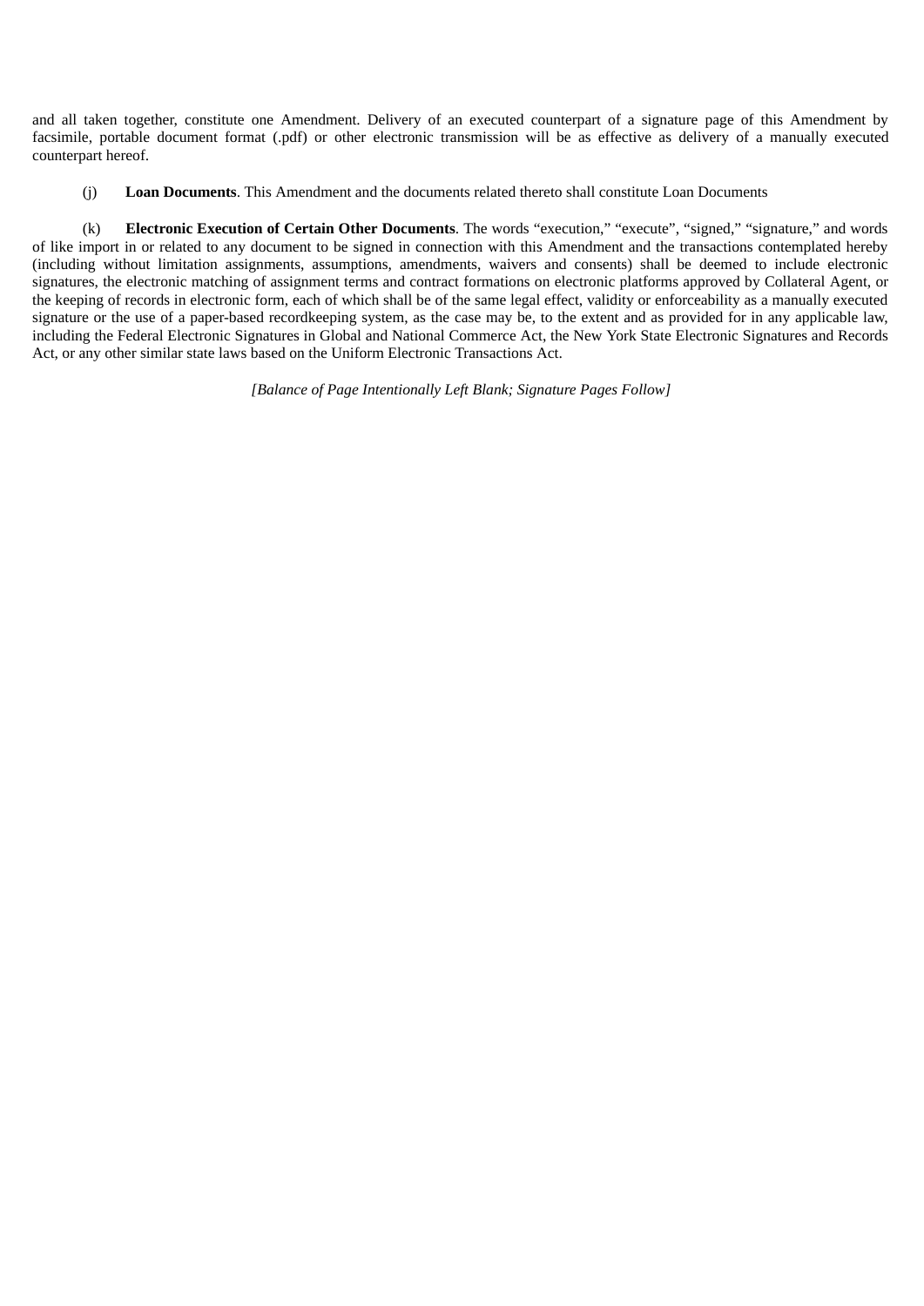and all taken together, constitute one Amendment. Delivery of an executed counterpart of a signature page of this Amendment by facsimile, portable document format (.pdf) or other electronic transmission will be as effective as delivery of a manually executed counterpart hereof.

(j) **Loan Documents**. This Amendment and the documents related thereto shall constitute Loan Documents

(k) **Electronic Execution of Certain Other Documents**. The words "execution," "execute", "signed," "signature," and words of like import in or related to any document to be signed in connection with this Amendment and the transactions contemplated hereby (including without limitation assignments, assumptions, amendments, waivers and consents) shall be deemed to include electronic signatures, the electronic matching of assignment terms and contract formations on electronic platforms approved by Collateral Agent, or the keeping of records in electronic form, each of which shall be of the same legal effect, validity or enforceability as a manually executed signature or the use of a paper-based recordkeeping system, as the case may be, to the extent and as provided for in any applicable law, including the Federal Electronic Signatures in Global and National Commerce Act, the New York State Electronic Signatures and Records Act, or any other similar state laws based on the Uniform Electronic Transactions Act.

*[Balance of Page Intentionally Left Blank; Signature Pages Follow]*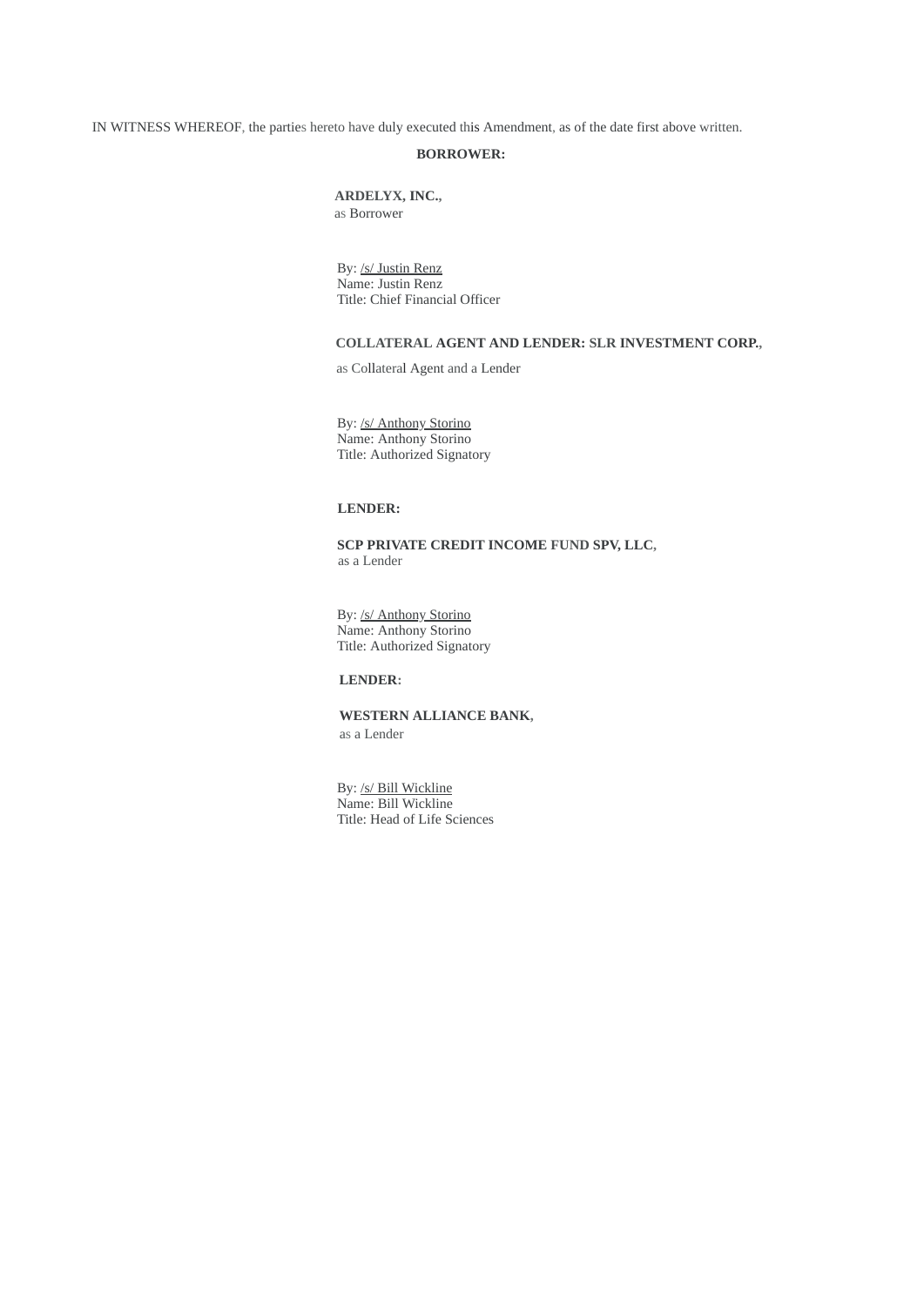IN WITNESS WHEREOF, the parties hereto have duly executed this Amendment, as of the date first above written.

**BORROWER:**

**ARDELYX, INC.,**
as Borrower

By: /s/ Justin Renz
Name: Justin Renz
Title: Chief Financial Officer

**COLLATERAL AGENT AND LENDER: SLR INVESTMENT CORP.,**

as Collateral Agent and a Lender

By: /s/ Anthony Storino
Name: Anthony Storino
Title: Authorized Signatory

**LENDER:**

**SCP PRIVATE CREDIT INCOME FUND SPV, LLC,**
as a Lender

By: /s/ Anthony Storino
Name: Anthony Storino
Title: Authorized Signatory

**LENDER:**

**WESTERN ALLIANCE BANK,**
as a Lender

By: /s/ Bill Wickline
Name: Bill Wickline
Title: Head of Life Sciences